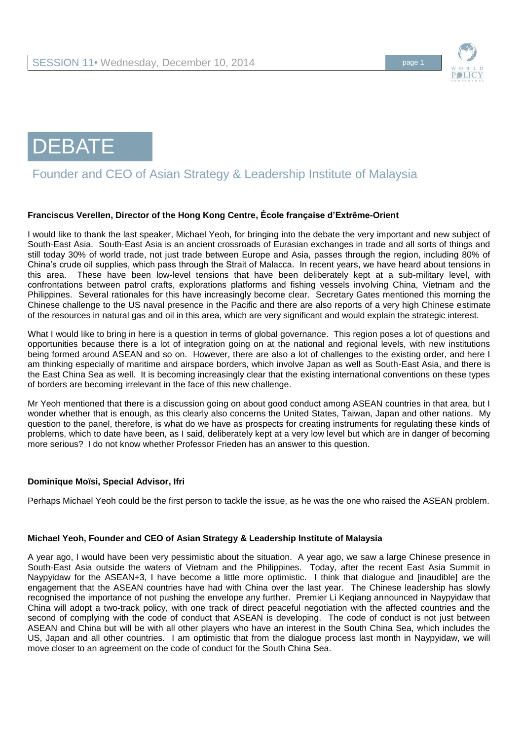# DEBATE

## Founder and CEO of Asian Strategy & Leadership Institute of Malaysia

**Franciscus Verellen, Director of the Hong Kong Centre, École française d'Extrême-Orient**

I would like to thank the last speaker, Michael Yeoh, for bringing into the debate the very important and new subject of South-East Asia. South-East Asia is an ancient crossroads of Eurasian exchanges in trade and all sorts of things and still today 30% of world trade, not just trade between Europe and Asia, passes through the region, including 80% of China's crude oil supplies, which pass through the Strait of Malacca. In recent years, we have heard about tensions in this area. These have been low-level tensions that have been deliberately kept at a sub-military level, with confrontations between patrol crafts, explorations platforms and fishing vessels involving China, Vietnam and the Philippines. Several rationales for this have increasingly become clear. Secretary Gates mentioned this morning the Chinese challenge to the US naval presence in the Pacific and there are also reports of a very high Chinese estimate of the resources in natural gas and oil in this area, which are very significant and would explain the strategic interest.

What I would like to bring in here is a question in terms of global governance. This region poses a lot of questions and opportunities because there is a lot of integration going on at the national and regional levels, with new institutions being formed around ASEAN and so on. However, there are also a lot of challenges to the existing order, and here I am thinking especially of maritime and airspace borders, which involve Japan as well as South-East Asia, and there is the East China Sea as well. It is becoming increasingly clear that the existing international conventions on these types of borders are becoming irrelevant in the face of this new challenge.

Mr Yeoh mentioned that there is a discussion going on about good conduct among ASEAN countries in that area, but I wonder whether that is enough, as this clearly also concerns the United States, Taiwan, Japan and other nations. My question to the panel, therefore, is what do we have as prospects for creating instruments for regulating these kinds of problems, which to date have been, as I said, deliberately kept at a very low level but which are in danger of becoming more serious? I do not know whether Professor Frieden has an answer to this question.

**Dominique Moïsi, Special Advisor, Ifri**

Perhaps Michael Yeoh could be the first person to tackle the issue, as he was the one who raised the ASEAN problem.

**Michael Yeoh, Founder and CEO of Asian Strategy & Leadership Institute of Malaysia**

A year ago, I would have been very pessimistic about the situation. A year ago, we saw a large Chinese presence in South-East Asia outside the waters of Vietnam and the Philippines. Today, after the recent East Asia Summit in Naypyidaw for the ASEAN+3, I have become a little more optimistic. I think that dialogue and [inaudible] are the engagement that the ASEAN countries have had with China over the last year. The Chinese leadership has slowly recognised the importance of not pushing the envelope any further. Premier Li Keqiang announced in Naypyidaw that China will adopt a two-track policy, with one track of direct peaceful negotiation with the affected countries and the second of complying with the code of conduct that ASEAN is developing. The code of conduct is not just between ASEAN and China but will be with all other players who have an interest in the South China Sea, which includes the US, Japan and all other countries. I am optimistic that from the dialogue process last month in Naypyidaw, we will move closer to an agreement on the code of conduct for the South China Sea.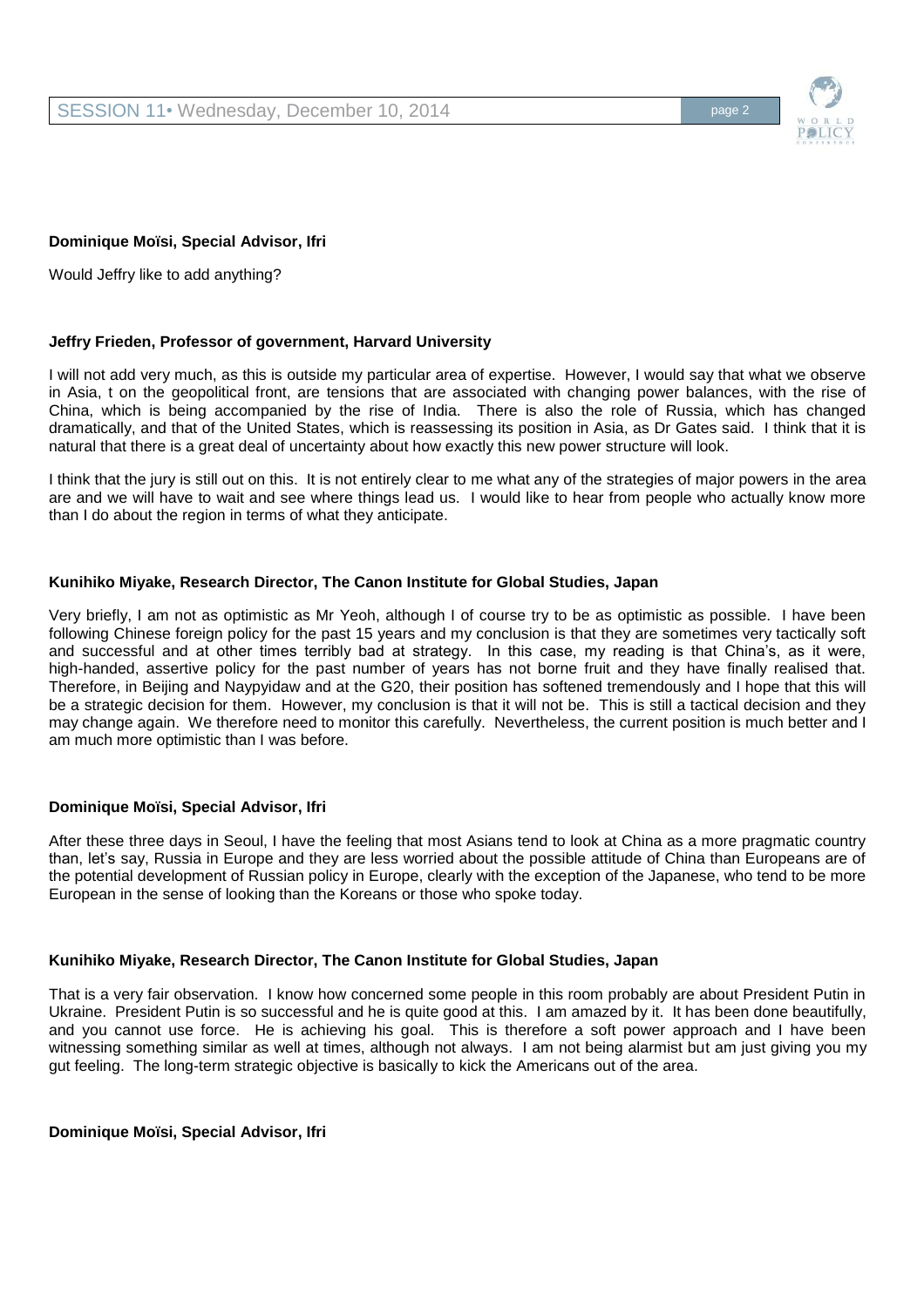**Dominique Moïsi, Special Advisor, Ifri**

Would Jeffry like to add anything?

**Jeffry Frieden, Professor of government, Harvard University**

I will not add very much, as this is outside my particular area of expertise. However, I would say that what we observe in Asia, t on the geopolitical front, are tensions that are associated with changing power balances, with the rise of China, which is being accompanied by the rise of India. There is also the role of Russia, which has changed dramatically, and that of the United States, which is reassessing its position in Asia, as Dr Gates said. I think that it is natural that there is a great deal of uncertainty about how exactly this new power structure will look.

I think that the jury is still out on this. It is not entirely clear to me what any of the strategies of major powers in the area are and we will have to wait and see where things lead us. I would like to hear from people who actually know more than I do about the region in terms of what they anticipate.

**Kunihiko Miyake, Research Director, The Canon Institute for Global Studies, Japan**

Very briefly, I am not as optimistic as Mr Yeoh, although I of course try to be as optimistic as possible. I have been following Chinese foreign policy for the past 15 years and my conclusion is that they are sometimes very tactically soft and successful and at other times terribly bad at strategy. In this case, my reading is that China's, as it were, high-handed, assertive policy for the past number of years has not borne fruit and they have finally realised that. Therefore, in Beijing and Naypyidaw and at the G20, their position has softened tremendously and I hope that this will be a strategic decision for them. However, my conclusion is that it will not be. This is still a tactical decision and they may change again. We therefore need to monitor this carefully. Nevertheless, the current position is much better and I am much more optimistic than I was before.

**Dominique Moïsi, Special Advisor, Ifri**

After these three days in Seoul, I have the feeling that most Asians tend to look at China as a more pragmatic country than, let's say, Russia in Europe and they are less worried about the possible attitude of China than Europeans are of the potential development of Russian policy in Europe, clearly with the exception of the Japanese, who tend to be more European in the sense of looking than the Koreans or those who spoke today.

**Kunihiko Miyake, Research Director, The Canon Institute for Global Studies, Japan**

That is a very fair observation. I know how concerned some people in this room probably are about President Putin in Ukraine. President Putin is so successful and he is quite good at this. I am amazed by it. It has been done beautifully, and you cannot use force. He is achieving his goal. This is therefore a soft power approach and I have been witnessing something similar as well at times, although not always. I am not being alarmist but am just giving you my gut feeling. The long-term strategic objective is basically to kick the Americans out of the area.

**Dominique Moïsi, Special Advisor, Ifri**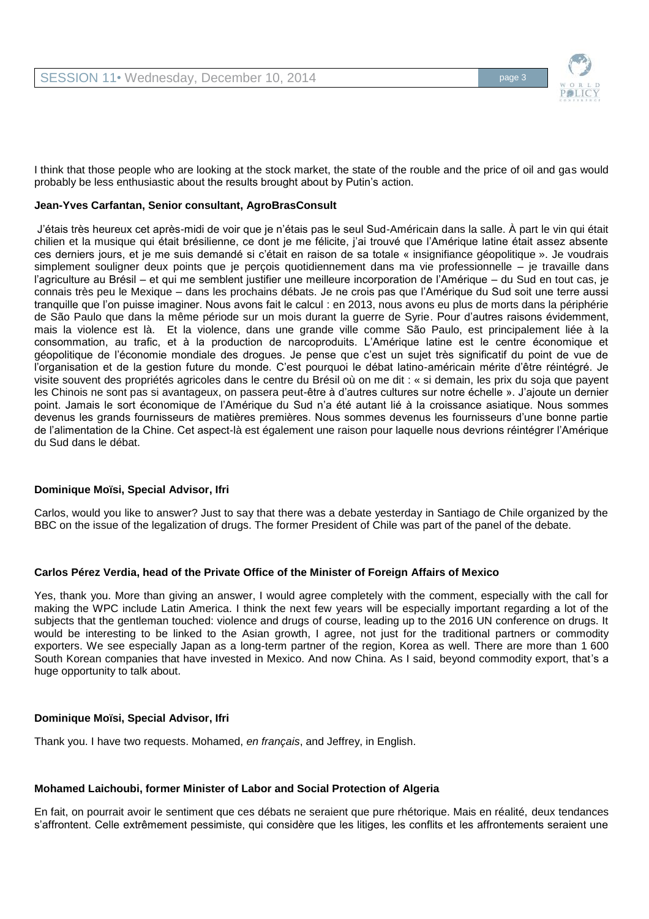I think that those people who are looking at the stock market, the state of the rouble and the price of oil and gas would probably be less enthusiastic about the results brought about by Putin's action.

**Jean-Yves Carfantan, Senior consultant, AgroBrasConsult**

J'étais très heureux cet après-midi de voir que je n'étais pas le seul Sud-Américain dans la salle. À part le vin qui était chilien et la musique qui était brésilienne, ce dont je me félicite, j'ai trouvé que l'Amérique latine était assez absente ces derniers jours, et je me suis demandé si c'était en raison de sa totale « insignifiance géopolitique ». Je voudrais simplement souligner deux points que je perçois quotidiennement dans ma vie professionnelle – je travaille dans l'agriculture au Brésil – et qui me semblent justifier une meilleure incorporation de l'Amérique – du Sud en tout cas, je connais très peu le Mexique – dans les prochains débats. Je ne crois pas que l'Amérique du Sud soit une terre aussi tranquille que l'on puisse imaginer. Nous avons fait le calcul : en 2013, nous avons eu plus de morts dans la périphérie de São Paulo que dans la même période sur un mois durant la guerre de Syrie. Pour d'autres raisons évidemment, mais la violence est là. Et la violence, dans une grande ville comme São Paulo, est principalement liée à la consommation, au trafic, et à la production de narcoproduits. L'Amérique latine est le centre économique et géopolitique de l'économie mondiale des drogues. Je pense que c'est un sujet très significatif du point de vue de l'organisation et de la gestion future du monde. C'est pourquoi le débat latino-américain mérite d'être réintégré. Je visite souvent des propriétés agricoles dans le centre du Brésil où on me dit : « si demain, les prix du soja que payent les Chinois ne sont pas si avantageux, on passera peut-être à d'autres cultures sur notre échelle ». J'ajoute un dernier point. Jamais le sort économique de l'Amérique du Sud n'a été autant lié à la croissance asiatique. Nous sommes devenus les grands fournisseurs de matières premières. Nous sommes devenus les fournisseurs d'une bonne partie de l'alimentation de la Chine. Cet aspect-là est également une raison pour laquelle nous devrions réintégrer l'Amérique du Sud dans le débat.

**Dominique Moïsi, Special Advisor, Ifri**

Carlos, would you like to answer? Just to say that there was a debate yesterday in Santiago de Chile organized by the BBC on the issue of the legalization of drugs. The former President of Chile was part of the panel of the debate.

**Carlos Pérez Verdia, head of the Private Office of the Minister of Foreign Affairs of Mexico**

Yes, thank you. More than giving an answer, I would agree completely with the comment, especially with the call for making the WPC include Latin America. I think the next few years will be especially important regarding a lot of the subjects that the gentleman touched: violence and drugs of course, leading up to the 2016 UN conference on drugs. It would be interesting to be linked to the Asian growth, I agree, not just for the traditional partners or commodity exporters. We see especially Japan as a long-term partner of the region, Korea as well. There are more than 1 600 South Korean companies that have invested in Mexico. And now China. As I said, beyond commodity export, that's a huge opportunity to talk about.

**Dominique Moïsi, Special Advisor, Ifri**

Thank you. I have two requests. Mohamed, *en français*, and Jeffrey, in English.

**Mohamed Laichoubi, former Minister of Labor and Social Protection of Algeria**

En fait, on pourrait avoir le sentiment que ces débats ne seraient que pure rhétorique. Mais en réalité, deux tendances s'affrontent. Celle extrêmement pessimiste, qui considère que les litiges, les conflits et les affrontements seraient une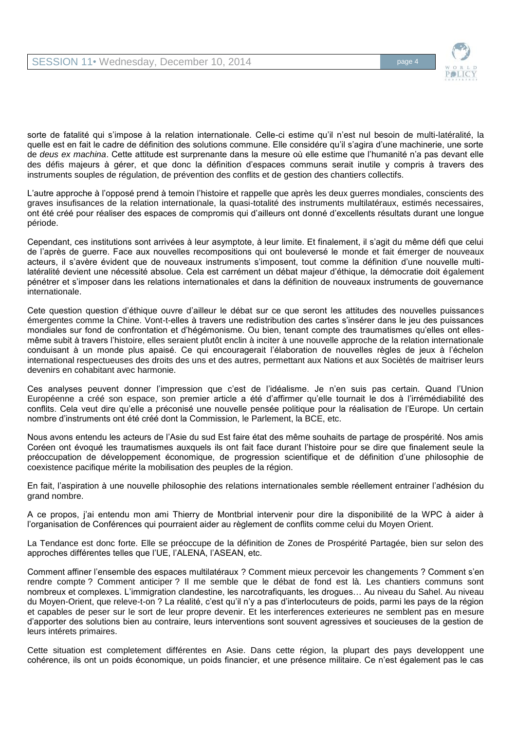sorte de fatalité qui s'impose à la relation internationale. Celle-ci estime qu'il n'est nul besoin de multi-latéralité, la quelle est en fait le cadre de définition des solutions commune. Elle considére qu'il s'agira d'une machinerie, une sorte de *deus ex machina*. Cette attitude est surprenante dans la mesure où elle estime que l'humanité n'a pas devant elle des défis majeurs à gérer, et que donc la définition d'espaces communs serait inutile y compris à travers des instruments souples de régulation, de prévention des conflits et de gestion des chantiers collectifs.

L'autre approche à l'opposé prend à temoin l'histoire et rappelle que après les deux guerres mondiales, conscients des graves insufisances de la relation internationale, la quasi-totalité des instruments multilatéraux, estimés necessaires, ont été créé pour réaliser des espaces de compromis qui d'ailleurs ont donné d'excellents résultats durant une longue période.

Cependant, ces institutions sont arrivées à leur asymptote, à leur limite. Et finalement, il s'agit du même défi que celui de l'après de guerre. Face aux nouvelles recompositions qui ont bouleversé le monde et fait émerger de nouveaux acteurs, il s'avère évident que de nouveaux instruments s'imposent, tout comme la définition d'une nouvelle multi-latéralité devient une nécessité absolue. Cela est carrément un débat majeur d'éthique, la démocratie doit également pénétrer et s'imposer dans les relations internationales et dans la définition de nouveaux instruments de gouvernance internationale.

Cete question question d'éthique ouvre d'ailleur le débat sur ce que seront les attitudes des nouvelles puissances émergentes comme la Chine. Vont-t-elles à travers une redistribution des cartes s'insérer dans le jeu des puissances mondiales sur fond de confrontation et d'hégémonisme. Ou bien, tenant compte des traumatismes qu'elles ont elles-même subit à travers l'histoire, elles seraient plutôt enclin à inciter à une nouvelle approche de la relation internationale conduisant à un monde plus apaisé. Ce qui encouragerait l'élaboration de nouvelles règles de jeux à l'échelon international respectueuses des droits des uns et des autres, permettant aux Nations et aux Sociètés de maitriser leurs devenirs en cohabitant avec harmonie.

Ces analyses peuvent donner l'impression que c'est de l'idéalisme. Je n'en suis pas certain. Quand l'Union Européenne a créé son espace, son premier article a été d'affirmer qu'elle tournait le dos à l'irrémédiabilité des conflits. Cela veut dire qu'elle a préconisé une nouvelle pensée politique pour la réalisation de l'Europe. Un certain nombre d'instruments ont été créé dont la Commission, le Parlement, la BCE, etc.

Nous avons entendu les acteurs de l'Asie du sud Est faire état des même souhaits de partage de prospérité. Nos amis Coréen ont évoqué les traumatismes auxquels ils ont fait face durant l'histoire pour se dire que finalement seule la préoccupation de développement économique, de progression scientifique et de définition d'une philosophie de coexistence pacifique mérite la mobilisation des peuples de la région.

En fait, l'aspiration à une nouvelle philosophie des relations internationales semble réellement entrainer l'adhésion du grand nombre.

A ce propos, j'ai entendu mon ami Thierry de Montbrial intervenir pour dire la disponibilité de la WPC à aider à l'organisation de Conférences qui pourraient aider au règlement de conflits comme celui du Moyen Orient.

La Tendance est donc forte. Elle se préoccupe de la définition de Zones de Prospérité Partagée, bien sur selon des approches différentes telles que l'UE, l'ALENA, l'ASEAN, etc.

Comment affiner l'ensemble des espaces multilatéraux ? Comment mieux percevoir les changements ? Comment s'en rendre compte ? Comment anticiper ? Il me semble que le débat de fond est là. Les chantiers communs sont nombreux et complexes. L'immigration clandestine, les narcotrafiquants, les drogues… Au niveau du Sahel. Au niveau du Moyen-Orient, que releve-t-on ? La réalité, c'est qu'il n'y a pas d'interlocuteurs de poids, parmi les pays de la région et capables de peser sur le sort de leur propre devenir. Et les interferences exterieures ne semblent pas en mesure d'apporter des solutions bien au contraire, leurs interventions sont souvent agressives et soucieuses de la gestion de leurs intérets primaires.

Cette situation est completement différentes en Asie. Dans cette région, la plupart des pays developpent une cohérence, ils ont un poids économique, un poids financier, et une présence militaire. Ce n'est également pas le cas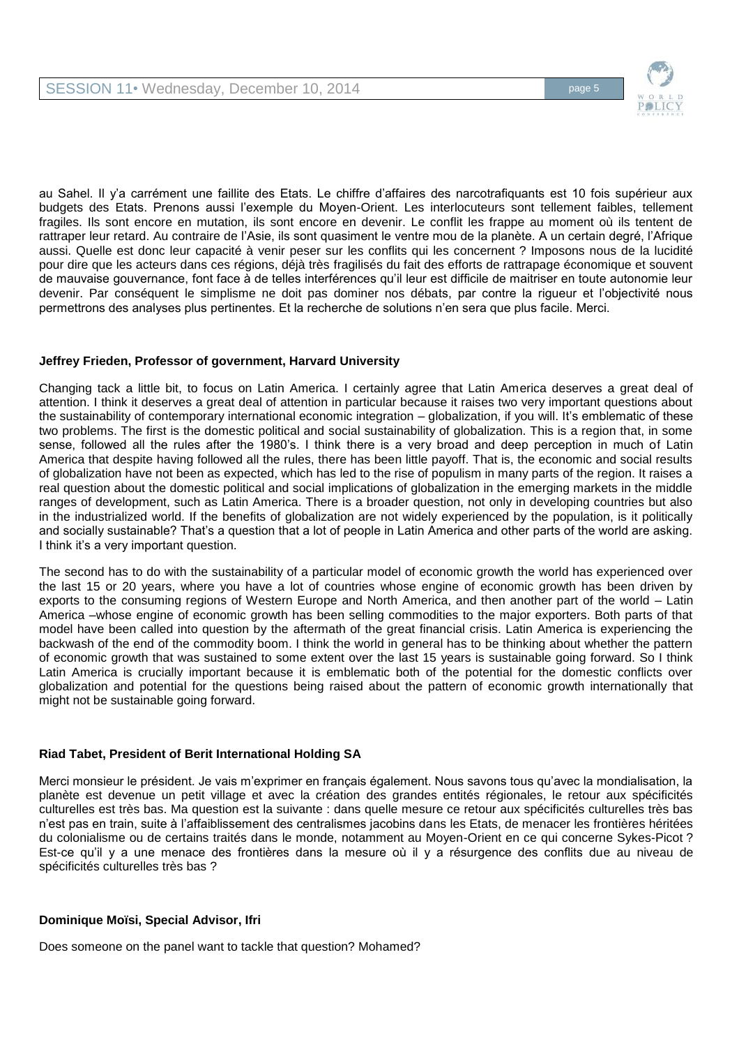au Sahel. Il y'a carrément une faillite des Etats. Le chiffre d'affaires des narcotrafiquants est 10 fois supérieur aux budgets des Etats. Prenons aussi l'exemple du Moyen-Orient. Les interlocuteurs sont tellement faibles, tellement fragiles. Ils sont encore en mutation, ils sont encore en devenir. Le conflit les frappe au moment où ils tentent de rattraper leur retard. Au contraire de l'Asie, ils sont quasiment le ventre mou de la planète. A un certain degré, l'Afrique aussi. Quelle est donc leur capacité à venir peser sur les conflits qui les concernent ? Imposons nous de la lucidité pour dire que les acteurs dans ces régions, déjà très fragilisés du fait des efforts de rattrapage économique et souvent de mauvaise gouvernance, font face à de telles interférences qu'il leur est difficile de maitriser en toute autonomie leur devenir. Par conséquent le simplisme ne doit pas dominer nos débats, par contre la rigueur et l'objectivité nous permettrons des analyses plus pertinentes. Et la recherche de solutions n'en sera que plus facile. Merci.

**Jeffrey Frieden, Professor of government, Harvard University**

Changing tack a little bit, to focus on Latin America. I certainly agree that Latin America deserves a great deal of attention. I think it deserves a great deal of attention in particular because it raises two very important questions about the sustainability of contemporary international economic integration – globalization, if you will. It's emblematic of these two problems. The first is the domestic political and social sustainability of globalization. This is a region that, in some sense, followed all the rules after the 1980's. I think there is a very broad and deep perception in much of Latin America that despite having followed all the rules, there has been little payoff. That is, the economic and social results of globalization have not been as expected, which has led to the rise of populism in many parts of the region. It raises a real question about the domestic political and social implications of globalization in the emerging markets in the middle ranges of development, such as Latin America. There is a broader question, not only in developing countries but also in the industrialized world. If the benefits of globalization are not widely experienced by the population, is it politically and socially sustainable? That's a question that a lot of people in Latin America and other parts of the world are asking. I think it's a very important question.

The second has to do with the sustainability of a particular model of economic growth the world has experienced over the last 15 or 20 years, where you have a lot of countries whose engine of economic growth has been driven by exports to the consuming regions of Western Europe and North America, and then another part of the world – Latin America –whose engine of economic growth has been selling commodities to the major exporters. Both parts of that model have been called into question by the aftermath of the great financial crisis. Latin America is experiencing the backwash of the end of the commodity boom. I think the world in general has to be thinking about whether the pattern of economic growth that was sustained to some extent over the last 15 years is sustainable going forward. So I think Latin America is crucially important because it is emblematic both of the potential for the domestic conflicts over globalization and potential for the questions being raised about the pattern of economic growth internationally that might not be sustainable going forward.

**Riad Tabet, President of Berit International Holding SA**

Merci monsieur le président. Je vais m'exprimer en français également. Nous savons tous qu'avec la mondialisation, la planète est devenue un petit village et avec la création des grandes entités régionales, le retour aux spécificités culturelles est très bas. Ma question est la suivante : dans quelle mesure ce retour aux spécificités culturelles très bas n'est pas en train, suite à l'affaiblissement des centralismes jacobins dans les Etats, de menacer les frontières héritées du colonialisme ou de certains traités dans le monde, notamment au Moyen-Orient en ce qui concerne Sykes-Picot ? Est-ce qu'il y a une menace des frontières dans la mesure où il y a résurgence des conflits due au niveau de spécificités culturelles très bas ?

**Dominique Moïsi, Special Advisor, Ifri**

Does someone on the panel want to tackle that question? Mohamed?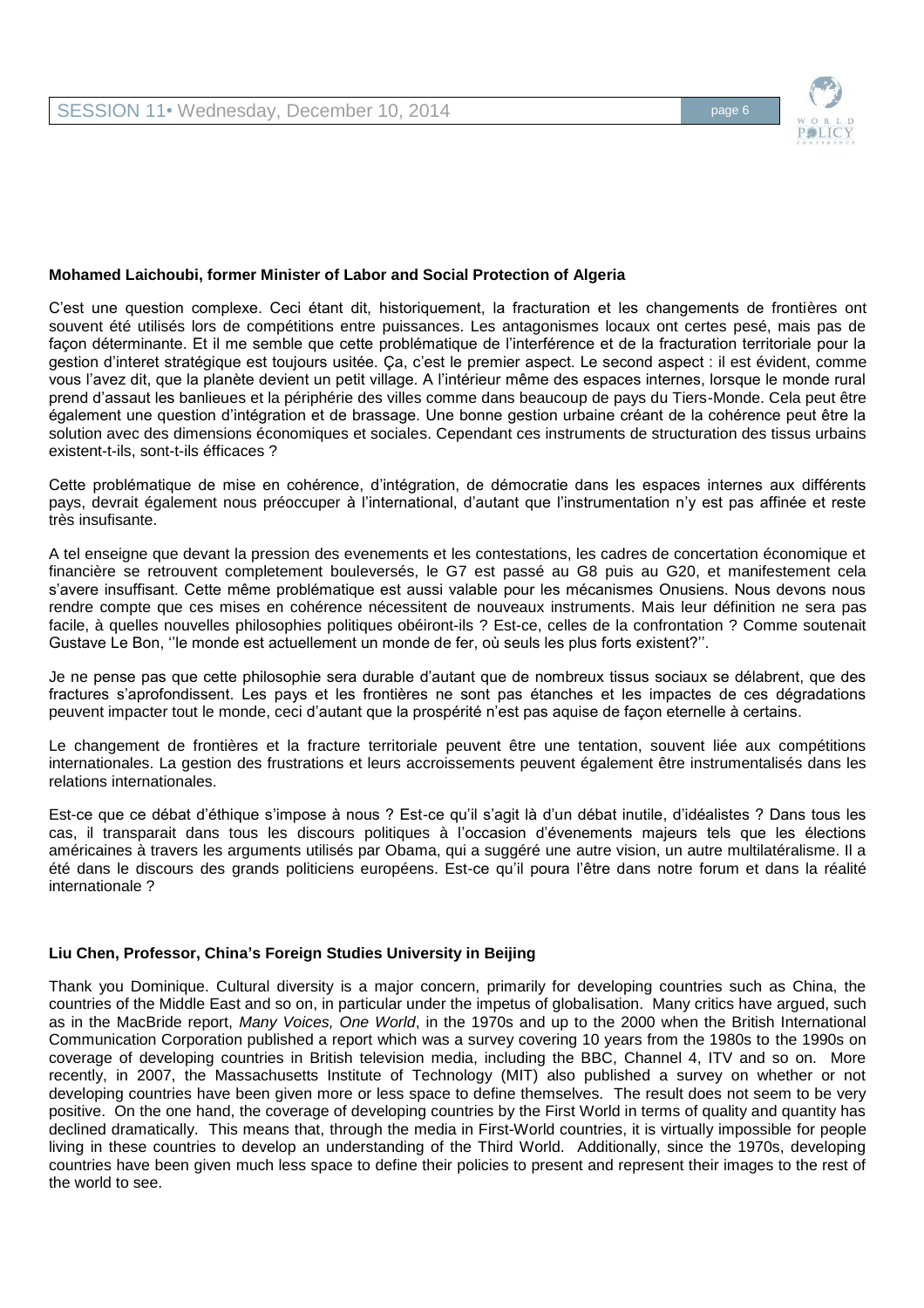**Mohamed Laichoubi, former Minister of Labor and Social Protection of Algeria**

C'est une question complexe. Ceci étant dit, historiquement, la fracturation et les changements de frontières ont souvent été utilisés lors de compétitions entre puissances. Les antagonismes locaux ont certes pesé, mais pas de façon déterminante. Et il me semble que cette problématique de l'interférence et de la fracturation territoriale pour la gestion d'interet stratégique est toujours usitée. Ça, c'est le premier aspect. Le second aspect : il est évident, comme vous l'avez dit, que la planète devient un petit village. A l'intérieur même des espaces internes, lorsque le monde rural prend d'assaut les banlieues et la périphérie des villes comme dans beaucoup de pays du Tiers-Monde. Cela peut être également une question d'intégration et de brassage. Une bonne gestion urbaine créant de la cohérence peut être la solution avec des dimensions économiques et sociales. Cependant ces instruments de structuration des tissus urbains existent-t-ils, sont-t-ils éfficaces ?

Cette problématique de mise en cohérence, d'intégration, de démocratie dans les espaces internes aux différents pays, devrait également nous préoccuper à l'international, d'autant que l'instrumentation n'y est pas affinée et reste très insufisante.

A tel enseigne que devant la pression des evenements et les contestations, les cadres de concertation économique et financière se retrouvent completement bouleversés, le G7 est passé au G8 puis au G20, et manifestement cela s'avere insuffisant. Cette même problématique est aussi valable pour les mécanismes Onusiens. Nous devons nous rendre compte que ces mises en cohérence nécessitent de nouveaux instruments. Mais leur définition ne sera pas facile, à quelles nouvelles philosophies politiques obéiront-ils ? Est-ce, celles de la confrontation ? Comme soutenait Gustave Le Bon, ''le monde est actuellement un monde de fer, où seuls les plus forts existent?''.

Je ne pense pas que cette philosophie sera durable d'autant que de nombreux tissus sociaux se délabrent, que des fractures s'aprofondissent. Les pays et les frontières ne sont pas étanches et les impactes de ces dégradations peuvent impacter tout le monde, ceci d'autant que la prospérité n'est pas aquise de façon eternelle à certains.

Le changement de frontières et la fracture territoriale peuvent être une tentation, souvent liée aux compétitions internationales. La gestion des frustrations et leurs accroissements peuvent également être instrumentalisés dans les relations internationales.

Est-ce que ce débat d'éthique s'impose à nous ? Est-ce qu'il s'agit là d'un débat inutile, d'idéalistes ? Dans tous les cas, il transparait dans tous les discours politiques à l'occasion d'évenements majeurs tels que les élections américaines à travers les arguments utilisés par Obama, qui a suggéré une autre vision, un autre multilatéralisme. Il a été dans le discours des grands politiciens européens. Est-ce qu'il poura l'être dans notre forum et dans la réalité internationale ?

**Liu Chen, Professor, China's Foreign Studies University in Beijing**

Thank you Dominique. Cultural diversity is a major concern, primarily for developing countries such as China, the countries of the Middle East and so on, in particular under the impetus of globalisation. Many critics have argued, such as in the MacBride report, *Many Voices, One World*, in the 1970s and up to the 2000 when the British International Communication Corporation published a report which was a survey covering 10 years from the 1980s to the 1990s on coverage of developing countries in British television media, including the BBC, Channel 4, ITV and so on. More recently, in 2007, the Massachusetts Institute of Technology (MIT) also published a survey on whether or not developing countries have been given more or less space to define themselves. The result does not seem to be very positive. On the one hand, the coverage of developing countries by the First World in terms of quality and quantity has declined dramatically. This means that, through the media in First-World countries, it is virtually impossible for people living in these countries to develop an understanding of the Third World. Additionally, since the 1970s, developing countries have been given much less space to define their policies to present and represent their images to the rest of the world to see.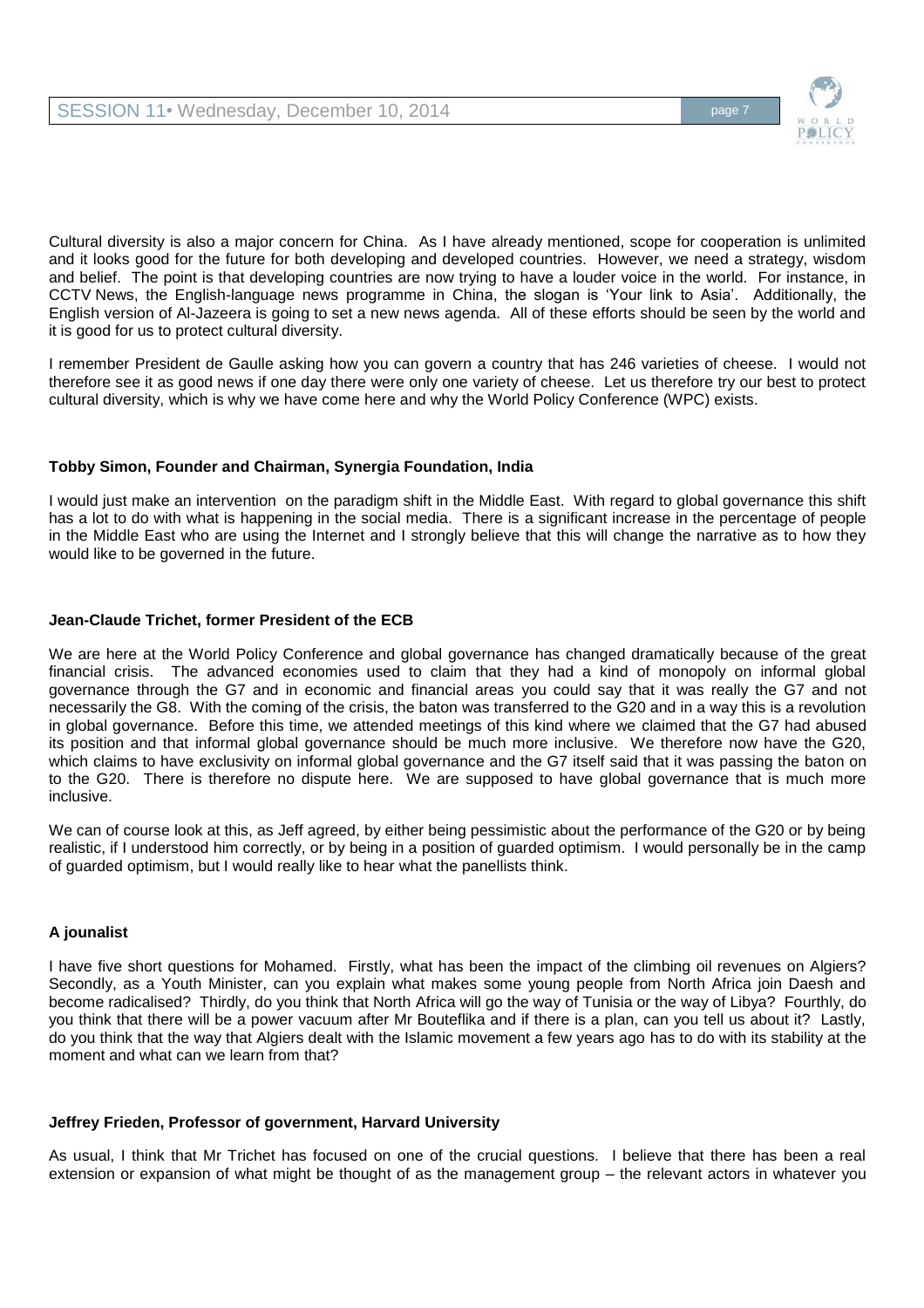Cultural diversity is also a major concern for China. As I have already mentioned, scope for cooperation is unlimited and it looks good for the future for both developing and developed countries. However, we need a strategy, wisdom and belief. The point is that developing countries are now trying to have a louder voice in the world. For instance, in CCTV News, the English-language news programme in China, the slogan is 'Your link to Asia'. Additionally, the English version of Al-Jazeera is going to set a new news agenda. All of these efforts should be seen by the world and it is good for us to protect cultural diversity.

I remember President de Gaulle asking how you can govern a country that has 246 varieties of cheese. I would not therefore see it as good news if one day there were only one variety of cheese. Let us therefore try our best to protect cultural diversity, which is why we have come here and why the World Policy Conference (WPC) exists.

**Tobby Simon, Founder and Chairman, Synergia Foundation, India**

I would just make an intervention on the paradigm shift in the Middle East. With regard to global governance this shift has a lot to do with what is happening in the social media. There is a significant increase in the percentage of people in the Middle East who are using the Internet and I strongly believe that this will change the narrative as to how they would like to be governed in the future.

**Jean-Claude Trichet, former President of the ECB**

We are here at the World Policy Conference and global governance has changed dramatically because of the great financial crisis. The advanced economies used to claim that they had a kind of monopoly on informal global governance through the G7 and in economic and financial areas you could say that it was really the G7 and not necessarily the G8. With the coming of the crisis, the baton was transferred to the G20 and in a way this is a revolution in global governance. Before this time, we attended meetings of this kind where we claimed that the G7 had abused its position and that informal global governance should be much more inclusive. We therefore now have the G20, which claims to have exclusivity on informal global governance and the G7 itself said that it was passing the baton on to the G20. There is therefore no dispute here. We are supposed to have global governance that is much more inclusive.

We can of course look at this, as Jeff agreed, by either being pessimistic about the performance of the G20 or by being realistic, if I understood him correctly, or by being in a position of guarded optimism. I would personally be in the camp of guarded optimism, but I would really like to hear what the panellists think.

**A jounalist**

I have five short questions for Mohamed. Firstly, what has been the impact of the climbing oil revenues on Algiers? Secondly, as a Youth Minister, can you explain what makes some young people from North Africa join Daesh and become radicalised? Thirdly, do you think that North Africa will go the way of Tunisia or the way of Libya? Fourthly, do you think that there will be a power vacuum after Mr Bouteflika and if there is a plan, can you tell us about it? Lastly, do you think that the way that Algiers dealt with the Islamic movement a few years ago has to do with its stability at the moment and what can we learn from that?

**Jeffrey Frieden, Professor of government, Harvard University**

As usual, I think that Mr Trichet has focused on one of the crucial questions. I believe that there has been a real extension or expansion of what might be thought of as the management group – the relevant actors in whatever you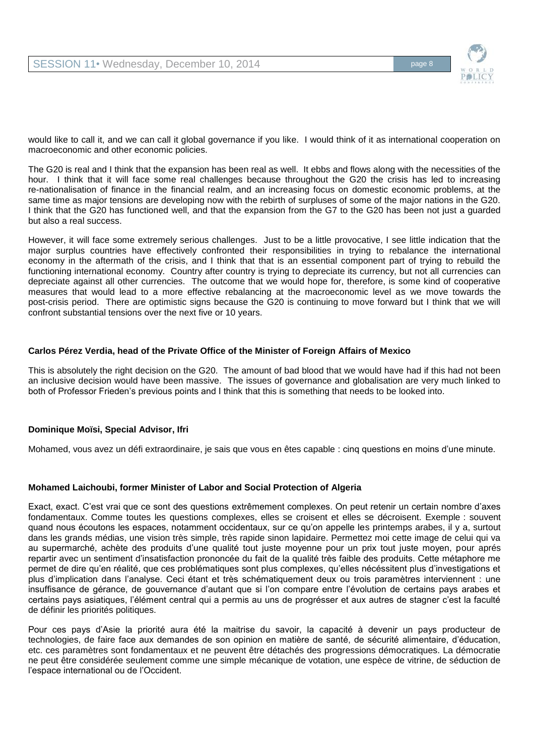would like to call it, and we can call it global governance if you like. I would think of it as international cooperation on macroeconomic and other economic policies.

The G20 is real and I think that the expansion has been real as well. It ebbs and flows along with the necessities of the hour. I think that it will face some real challenges because throughout the G20 the crisis has led to increasing re-nationalisation of finance in the financial realm, and an increasing focus on domestic economic problems, at the same time as major tensions are developing now with the rebirth of surpluses of some of the major nations in the G20. I think that the G20 has functioned well, and that the expansion from the G7 to the G20 has been not just a guarded but also a real success.

However, it will face some extremely serious challenges. Just to be a little provocative, I see little indication that the major surplus countries have effectively confronted their responsibilities in trying to rebalance the international economy in the aftermath of the crisis, and I think that that is an essential component part of trying to rebuild the functioning international economy. Country after country is trying to depreciate its currency, but not all currencies can depreciate against all other currencies. The outcome that we would hope for, therefore, is some kind of cooperative measures that would lead to a more effective rebalancing at the macroeconomic level as we move towards the post-crisis period. There are optimistic signs because the G20 is continuing to move forward but I think that we will confront substantial tensions over the next five or 10 years.

**Carlos Pérez Verdia, head of the Private Office of the Minister of Foreign Affairs of Mexico**

This is absolutely the right decision on the G20. The amount of bad blood that we would have had if this had not been an inclusive decision would have been massive. The issues of governance and globalisation are very much linked to both of Professor Frieden's previous points and I think that this is something that needs to be looked into.

**Dominique Moïsi, Special Advisor, Ifri**

Mohamed, vous avez un défi extraordinaire, je sais que vous en êtes capable : cinq questions en moins d'une minute.

**Mohamed Laichoubi, former Minister of Labor and Social Protection of Algeria**

Exact, exact. C'est vrai que ce sont des questions extrêmement complexes. On peut retenir un certain nombre d'axes fondamentaux. Comme toutes les questions complexes, elles se croisent et elles se décroisent. Exemple : souvent quand nous écoutons les espaces, notamment occidentaux, sur ce qu'on appelle les printemps arabes, il y a, surtout dans les grands médias, une vision très simple, très rapide sinon lapidaire. Permettez moi cette image de celui qui va au supermarché, achète des produits d'une qualité tout juste moyenne pour un prix tout juste moyen, pour aprés repartir avec un sentiment d'insatisfaction prononcée du fait de la qualité très faible des produits. Cette métaphore me permet de dire qu'en réalité, que ces problématiques sont plus complexes, qu'elles nécéssitent plus d'investigations et plus d'implication dans l'analyse. Ceci étant et très schématiquement deux ou trois paramètres interviennent : une insuffisance de gérance, de gouvernance d'autant que si l'on compare entre l'évolution de certains pays arabes et certains pays asiatiques, l'élément central qui a permis au uns de progrésser et aux autres de stagner c'est la faculté de définir les priorités politiques.

Pour ces pays d'Asie la priorité aura été la maitrise du savoir, la capacité à devenir un pays producteur de technologies, de faire face aux demandes de son opinion en matière de santé, de sécurité alimentaire, d'éducation, etc. ces paramètres sont fondamentaux et ne peuvent être détachés des progressions démocratiques. La démocratie ne peut être considérée seulement comme une simple mécanique de votation, une espèce de vitrine, de séduction de l'espace international ou de l'Occident.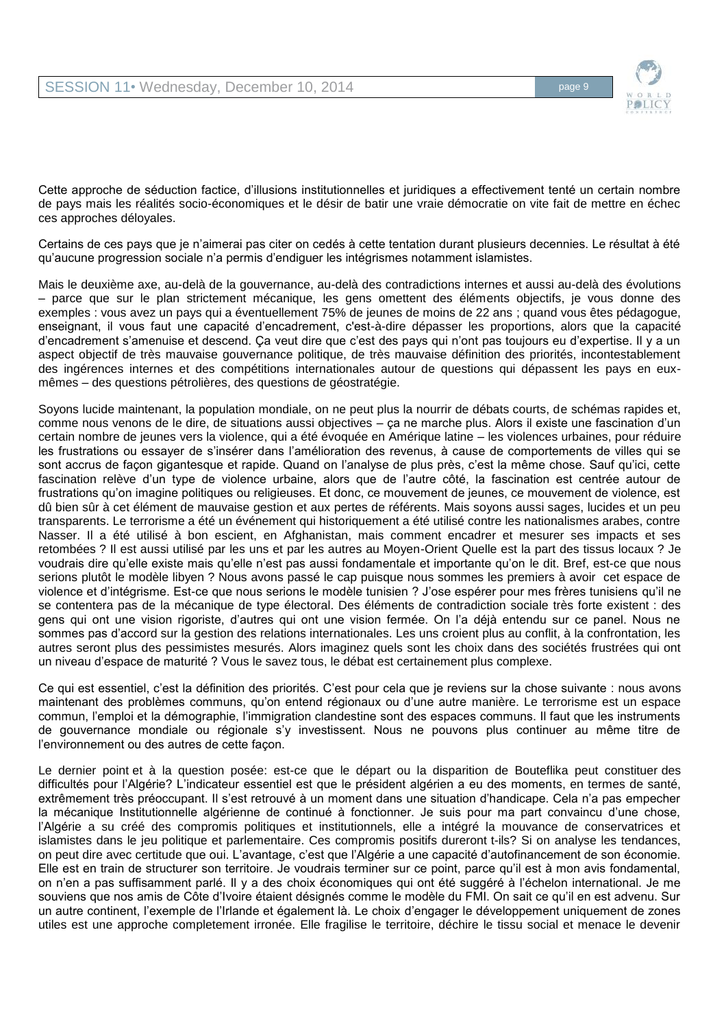Cette approche de séduction factice, d'illusions institutionnelles et juridiques a effectivement tenté un certain nombre de pays mais les réalités socio-économiques et le désir de batir une vraie démocratie on vite fait de mettre en échec ces approches déloyales.

Certains de ces pays que je n'aimerai pas citer on cedés à cette tentation durant plusieurs decennies. Le résultat à été qu'aucune progression sociale n'a permis d'endiguer les intégrismes notamment islamistes.

Mais le deuxième axe, au-delà de la gouvernance, au-delà des contradictions internes et aussi au-delà des évolutions – parce que sur le plan strictement mécanique, les gens omettent des éléments objectifs, je vous donne des exemples : vous avez un pays qui a éventuellement 75% de jeunes de moins de 22 ans ; quand vous êtes pédagogue, enseignant, il vous faut une capacité d'encadrement, c'est-à-dire dépasser les proportions, alors que la capacité d'encadrement s'amenuise et descend. Ça veut dire que c'est des pays qui n'ont pas toujours eu d'expertise. Il y a un aspect objectif de très mauvaise gouvernance politique, de très mauvaise définition des priorités, incontestablement des ingérences internes et des compétitions internationales autour de questions qui dépassent les pays en eux-mêmes – des questions pétrolières, des questions de géostratégie.

Soyons lucide maintenant, la population mondiale, on ne peut plus la nourrir de débats courts, de schémas rapides et, comme nous venons de le dire, de situations aussi objectives – ça ne marche plus. Alors il existe une fascination d'un certain nombre de jeunes vers la violence, qui a été évoquée en Amérique latine – les violences urbaines, pour réduire les frustrations ou essayer de s'insérer dans l'amélioration des revenus, à cause de comportements de villes qui se sont accrus de façon gigantesque et rapide. Quand on l'analyse de plus près, c'est la même chose. Sauf qu'ici, cette fascination relève d'un type de violence urbaine, alors que de l'autre côté, la fascination est centrée autour de frustrations qu'on imagine politiques ou religieuses. Et donc, ce mouvement de jeunes, ce mouvement de violence, est dû bien sûr à cet élément de mauvaise gestion et aux pertes de référents. Mais soyons aussi sages, lucides et un peu transparents. Le terrorisme a été un événement qui historiquement a été utilisé contre les nationalismes arabes, contre Nasser. Il a été utilisé à bon escient, en Afghanistan, mais comment encadrer et mesurer ses impacts et ses retombées ? Il est aussi utilisé par les uns et par les autres au Moyen-Orient Quelle est la part des tissus locaux ? Je voudrais dire qu'elle existe mais qu'elle n'est pas aussi fondamentale et importante qu'on le dit. Bref, est-ce que nous serions plutôt le modèle libyen ? Nous avons passé le cap puisque nous sommes les premiers à avoir cet espace de violence et d'intégrisme. Est-ce que nous serions le modèle tunisien ? J'ose espérer pour mes frères tunisiens qu'il ne se contentera pas de la mécanique de type électoral. Des éléments de contradiction sociale très forte existent : des gens qui ont une vision rigoriste, d'autres qui ont une vision fermée. On l'a déjà entendu sur ce panel. Nous ne sommes pas d'accord sur la gestion des relations internationales. Les uns croient plus au conflit, à la confrontation, les autres seront plus des pessimistes mesurés. Alors imaginez quels sont les choix dans des sociétés frustrées qui ont un niveau d'espace de maturité ? Vous le savez tous, le débat est certainement plus complexe.

Ce qui est essentiel, c'est la définition des priorités. C'est pour cela que je reviens sur la chose suivante : nous avons maintenant des problèmes communs, qu'on entend régionaux ou d'une autre manière. Le terrorisme est un espace commun, l'emploi et la démographie, l'immigration clandestine sont des espaces communs. Il faut que les instruments de gouvernance mondiale ou régionale s'y investissent. Nous ne pouvons plus continuer au même titre de l'environnement ou des autres de cette façon.

Le dernier point et à la question posée: est-ce que le départ ou la disparition de Bouteflika peut constituer des difficultés pour l'Algérie? L'indicateur essentiel est que le président algérien a eu des moments, en termes de santé, extrêmement très préoccupant. Il s'est retrouvé à un moment dans une situation d'handicape. Cela n'a pas empecher la mécanique Institutionnelle algérienne de continué à fonctionner. Je suis pour ma part convaincu d'une chose, l'Algérie a su créé des compromis politiques et institutionnels, elle a intégré la mouvance de conservatrices et islamistes dans le jeu politique et parlementaire. Ces compromis positifs dureront t-ils? Si on analyse les tendances, on peut dire avec certitude que oui. L'avantage, c'est que l'Algérie a une capacité d'autofinancement de son économie. Elle est en train de structurer son territoire. Je voudrais terminer sur ce point, parce qu'il est à mon avis fondamental, on n'en a pas suffisamment parlé. Il y a des choix économiques qui ont été suggéré à l'échelon international. Je me souviens que nos amis de Côte d'Ivoire étaient désignés comme le modèle du FMI. On sait ce qu'il en est advenu. Sur un autre continent, l'exemple de l'Irlande et également là. Le choix d'engager le développement uniquement de zones utiles est une approche completement irronée. Elle fragilise le territoire, déchire le tissu social et menace le devenir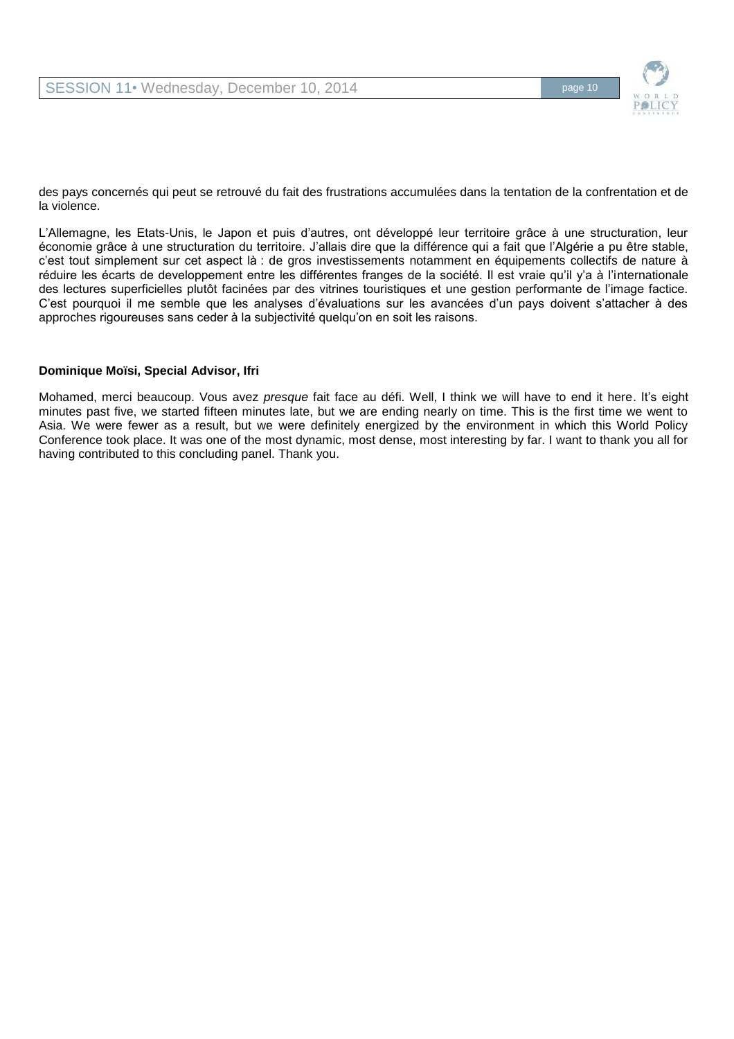des pays concernés qui peut se retrouvé du fait des frustrations accumulées dans la tentation de la confrentation et de la violence.

L'Allemagne, les Etats-Unis, le Japon et puis d'autres, ont développé leur territoire grâce à une structuration, leur économie grâce à une structuration du territoire. J'allais dire que la différence qui a fait que l'Algérie a pu être stable, c'est tout simplement sur cet aspect là : de gros investissements notamment en équipements collectifs de nature à réduire les écarts de developpement entre les différentes franges de la société. Il est vraie qu'il y'a à l'internationale des lectures superficielles plutôt facinées par des vitrines touristiques et une gestion performante de l'image factice. C'est pourquoi il me semble que les analyses d'évaluations sur les avancées d'un pays doivent s'attacher à des approches rigoureuses sans ceder à la subjectivité quelqu'on en soit les raisons.

**Dominique Moïsi, Special Advisor, Ifri**

Mohamed, merci beaucoup. Vous avez *presque* fait face au défi. Well, I think we will have to end it here. It's eight minutes past five, we started fifteen minutes late, but we are ending nearly on time. This is the first time we went to Asia. We were fewer as a result, but we were definitely energized by the environment in which this World Policy Conference took place. It was one of the most dynamic, most dense, most interesting by far. I want to thank you all for having contributed to this concluding panel. Thank you.